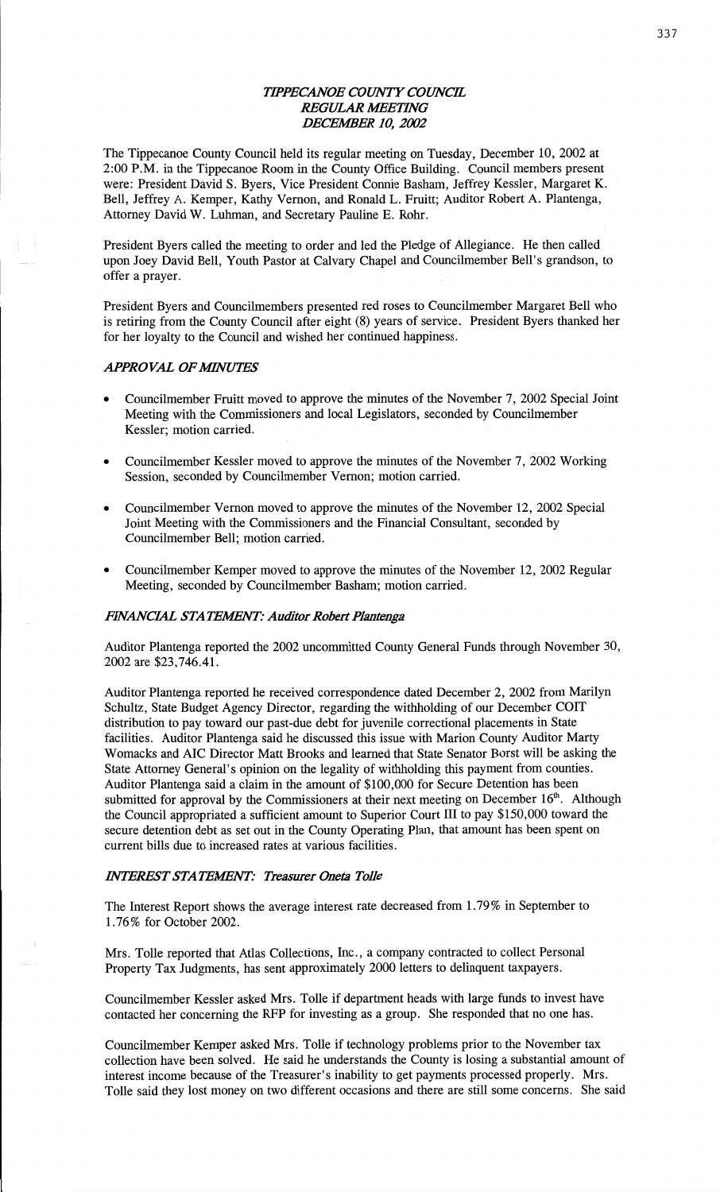# *TIPPECANOE COUNTY COUNCIL*
## *REGULAR MEETING*
## *DECEMBER 10, 2002*

The Tippecanoe County Council held its regular meeting on Tuesday, December 10, 2002 at 2:00 P.M. in the Tippecanoe Room in the County Office Building. Council members present were: President David S. Byers, Vice President Connie Basham, Jeffrey Kessler, Margaret K. Bell, Jeffrey A. Kemper, Kathy Vernon, and Ronald L. Fruitt; Auditor Robert A. Plantenga, Attorney David W. Luhman, and Secretary Pauline E. Rohr.

President Byers called the meeting to order and led the Pledge of Allegiance. He then called upon Joey David Bell, Youth Pastor at Calvary Chapel and Councilmember Bell's grandson, to offer a prayer.

President Byers and Councilmembers presented red roses to Councilmember Margaret Bell who is retiring from the County Council after eight (8) years of service. President Byers thanked her for her loyalty to the Council and wished her continued happiness.

### *APPROVAL OF MINUTES*

- Councilmember Fruitt moved to approve the minutes of the November 7, 2002 Special Joint Meeting with the Commissioners and local Legislators, seconded by Councilmember Kessler; motion carried.
- Councilmember Kessler moved to approve the minutes of the November 7, 2002 Working Session, seconded by Councilmember Vernon; motion carried.
- Councilmember Vernon moved to approve the minutes of the November 12, 2002 Special Joint Meeting with the Commissioners and the Financial Consultant, seconded by Councilmember Bell; motion carried.
- Councilmember Kemper moved to approve the minutes of the November 12, 2002 Regular Meeting, seconded by Councilmember Basham; motion carried.

### *FINANCIAL STATEMENT: Auditor Robert Plantenga*

Auditor Plantenga reported the 2002 uncommitted County General Funds through November 30, 2002 are $23,746.41.

Auditor Plantenga reported he received correspondence dated December 2, 2002 from Marilyn Schultz, State Budget Agency Director, regarding the withholding of our December COIT distribution to pay toward our past-due debt for juvenile correctional placements in State facilities. Auditor Plantenga said he discussed this issue with Marion County Auditor Marty Womacks and AIC Director Matt Brooks and learned that State Senator Borst will be asking the State Attorney General's opinion on the legality of withholding this payment from counties. Auditor Plantenga said a claim in the amount of $100,000 for Secure Detention has been submitted for approval by the Commissioners at their next meeting on December 16th. Although the Council appropriated a sufficient amount to Superior Court III to pay $150,000 toward the secure detention debt as set out in the County Operating Plan, that amount has been spent on current bills due to increased rates at various facilities.

### *INTEREST STATEMENT: Treasurer Oneta Tolle*

The Interest Report shows the average interest rate decreased from 1.79% in September to 1.76% for October 2002.

Mrs. Tolle reported that Atlas Collections, Inc., a company contracted to collect Personal Property Tax Judgments, has sent approximately 2000 letters to delinquent taxpayers.

Councilmember Kessler asked Mrs. Tolle if department heads with large funds to invest have contacted her concerning the RFP for investing as a group. She responded that no one has.

Councilmember Kemper asked Mrs. Tolle if technology problems prior to the November tax collection have been solved. He said he understands the County is losing a substantial amount of interest income because of the Treasurer's inability to get payments processed properly. Mrs. Tolle said they lost money on two different occasions and there are still some concerns. She said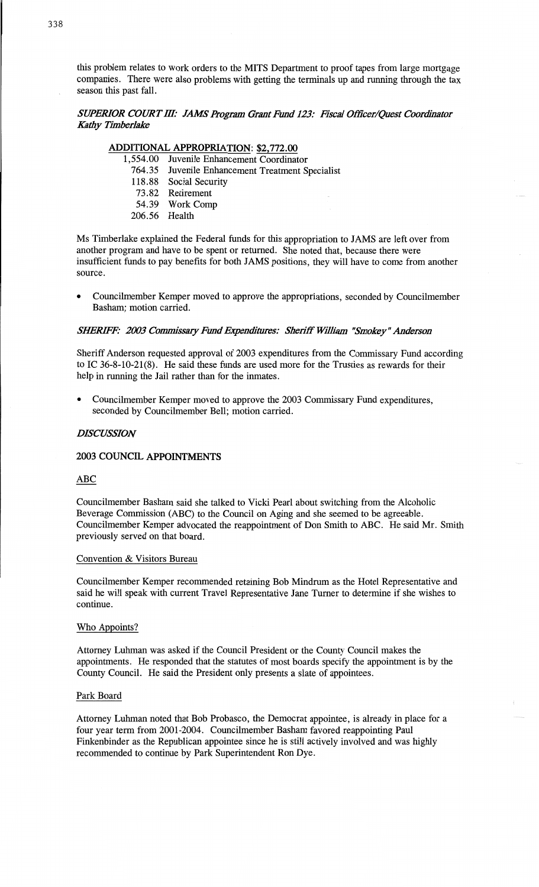this problem relates to work orders to the MITS Department to proof tapes from large mortgage companies. There were also problems with getting the terminals up and running through the tax season this past fall.

***SUPERIOR COURT III: JAMS Program Grant Fund 123: Fiscal Officer/Quest Coordinator Kathy Timberlake***

**ADDITIONAL APPROPRIATION: $2,772.00**

| | |
|---|---|
| 1,554.00 | Juvenile Enhancement Coordinator |
| 764.35 | Juvenile Enhancement Treatment Specialist |
| 118.88 | Social Security |
| 73.82 | Retirement |
| 54.39 | Work Comp |
| 206.56 | Health |

Ms Timberlake explained the Federal funds for this appropriation to JAMS are left over from another program and have to be spent or returned. She noted that, because there were insufficient funds to pay benefits for both JAMS positions, they will have to come from another source.

- Councilmember Kemper moved to approve the appropriations, seconded by Councilmember Basham; motion carried.

***SHERIFF: 2003 Commissary Fund Expenditures: Sheriff William "Smokey" Anderson***

Sheriff Anderson requested approval of 2003 expenditures from the Commissary Fund according to IC 36-8-10-21(8). He said these funds are used more for the Trusties as rewards for their help in running the Jail rather than for the inmates.

- Councilmember Kemper moved to approve the 2003 Commissary Fund expenditures, seconded by Councilmember Bell; motion carried.

***DISCUSSION***

**2003 COUNCIL APPOINTMENTS**

ABC

Councilmember Basham said she talked to Vicki Pearl about switching from the Alcoholic Beverage Commission (ABC) to the Council on Aging and she seemed to be agreeable. Councilmember Kemper advocated the reappointment of Don Smith to ABC. He said Mr. Smith previously served on that board.

Convention & Visitors Bureau

Councilmember Kemper recommended retaining Bob Mindrum as the Hotel Representative and said he will speak with current Travel Representative Jane Turner to determine if she wishes to continue.

Who Appoints?

Attorney Luhman was asked if the Council President or the County Council makes the appointments. He responded that the statutes of most boards specify the appointment is by the County Council. He said the President only presents a slate of appointees.

Park Board

Attorney Luhman noted that Bob Probasco, the Democrat appointee, is already in place for a four year term from 2001-2004. Councilmember Basham favored reappointing Paul Finkenbinder as the Republican appointee since he is still actively involved and was highly recommended to continue by Park Superintendent Ron Dye.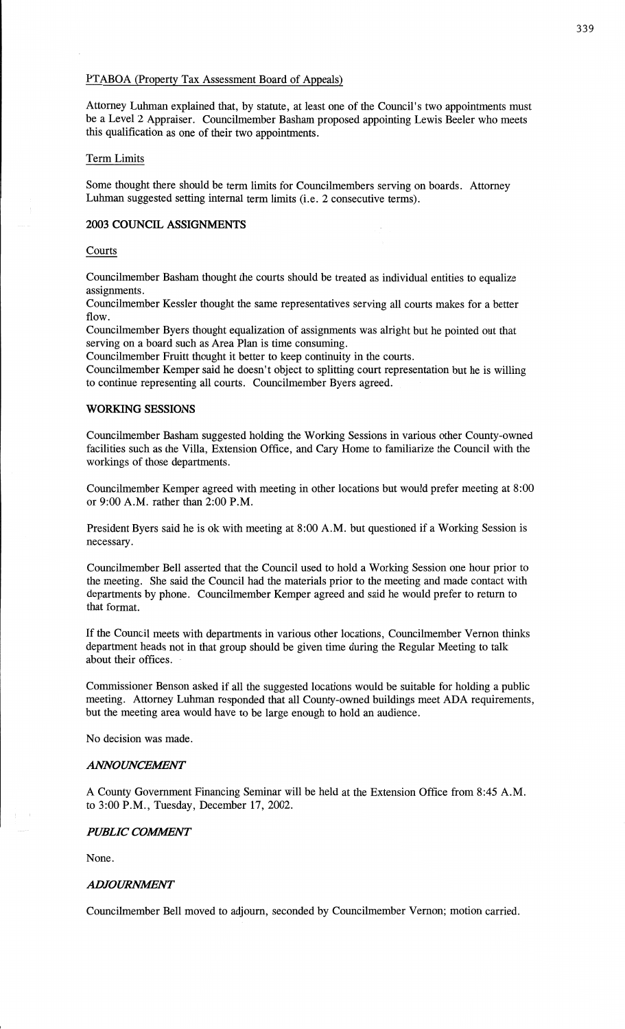PTABOA (Property Tax Assessment Board of Appeals)

Attorney Luhman explained that, by statute, at least one of the Council's two appointments must be a Level 2 Appraiser. Councilmember Basham proposed appointing Lewis Beeler who meets this qualification as one of their two appointments.

Term Limits

Some thought there should be term limits for Councilmembers serving on boards. Attorney Luhman suggested setting internal term limits (i.e. 2 consecutive terms).

## 2003 COUNCIL ASSIGNMENTS

Courts

Councilmember Basham thought the courts should be treated as individual entities to equalize assignments.

Councilmember Kessler thought the same representatives serving all courts makes for a better flow.

Councilmember Byers thought equalization of assignments was alright but he pointed out that serving on a board such as Area Plan is time consuming.

Councilmember Fruitt thought it better to keep continuity in the courts.

Councilmember Kemper said he doesn't object to splitting court representation but he is willing to continue representing all courts. Councilmember Byers agreed.

## WORKING SESSIONS

Councilmember Basham suggested holding the Working Sessions in various other County-owned facilities such as the Villa, Extension Office, and Cary Home to familiarize the Council with the workings of those departments.

Councilmember Kemper agreed with meeting in other locations but would prefer meeting at 8:00 or 9:00 A.M. rather than 2:00 P.M.

President Byers said he is ok with meeting at 8:00 A.M. but questioned if a Working Session is necessary.

Councilmember Bell asserted that the Council used to hold a Working Session one hour prior to the meeting. She said the Council had the materials prior to the meeting and made contact with departments by phone. Councilmember Kemper agreed and said he would prefer to return to that format.

If the Council meets with departments in various other locations, Councilmember Vernon thinks department heads not in that group should be given time during the Regular Meeting to talk about their offices.

Commissioner Benson asked if all the suggested locations would be suitable for holding a public meeting. Attorney Luhman responded that all County-owned buildings meet ADA requirements, but the meeting area would have to be large enough to hold an audience.

No decision was made.

## *ANNOUNCEMENT*

A County Government Financing Seminar will be held at the Extension Office from 8:45 A.M. to 3:00 P.M., Tuesday, December 17, 2002.

## *PUBLIC COMMENT*

None.

## *ADJOURNMENT*

Councilmember Bell moved to adjourn, seconded by Councilmember Vernon; motion carried.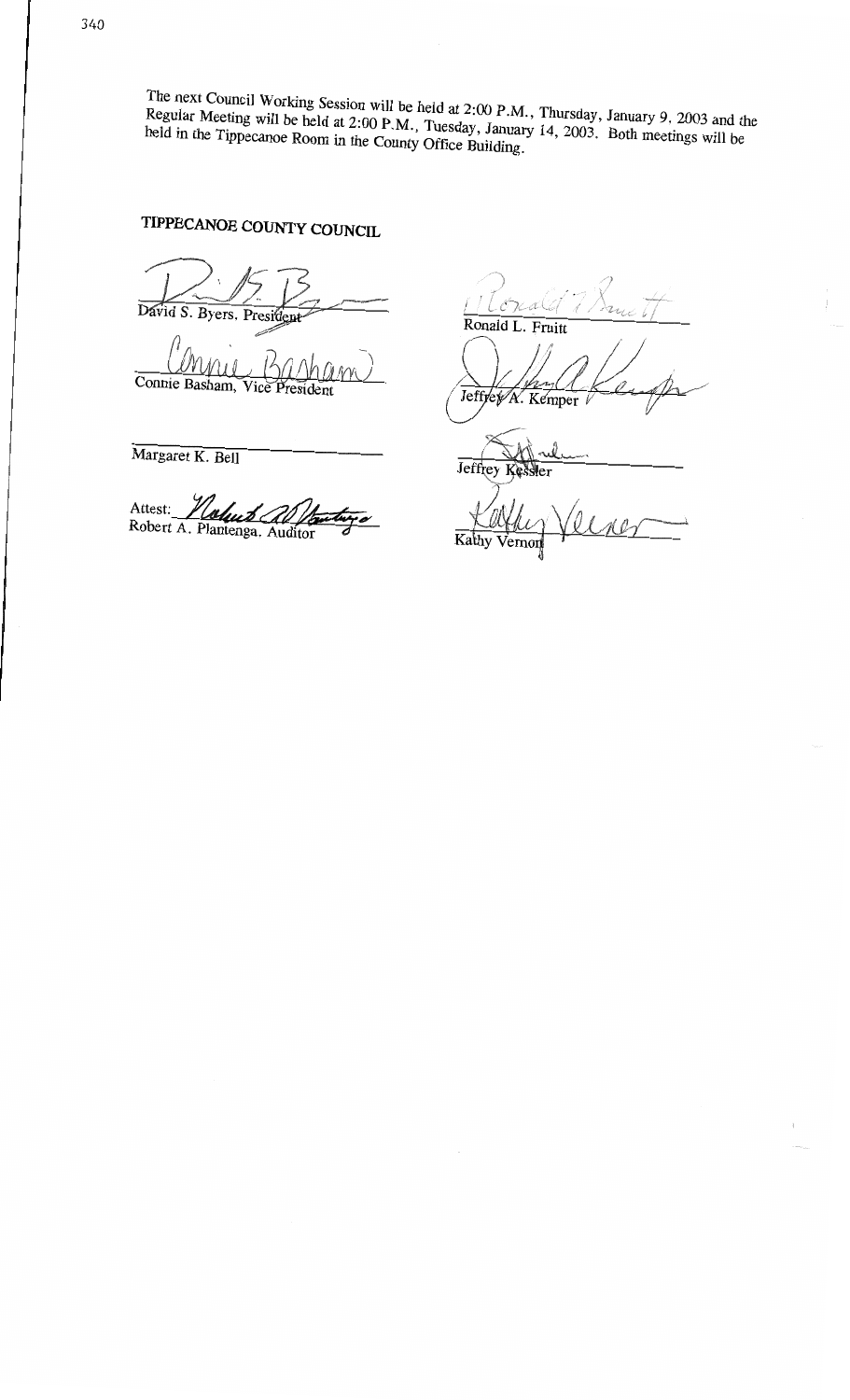The next Council Working Session will be held at 2:00 P.M., Thursday, January 9, 2003 and the Regular Meeting will be held at 2:00 P.M., Tuesday, January 14, 2003. Both meetings will be held in the Tippecanoe Room in the County Office Building.

**TIPPECANOE COUNTY COUNCIL**

David S. Byers, President

Connie Basham, Vice President

Margaret K. Bell

Attest: Robert A. Plantenga, Auditor

Ronald L. Fruitt

Jeffrey A. Kemper

Jeffrey Kessler

Kathy Vernon